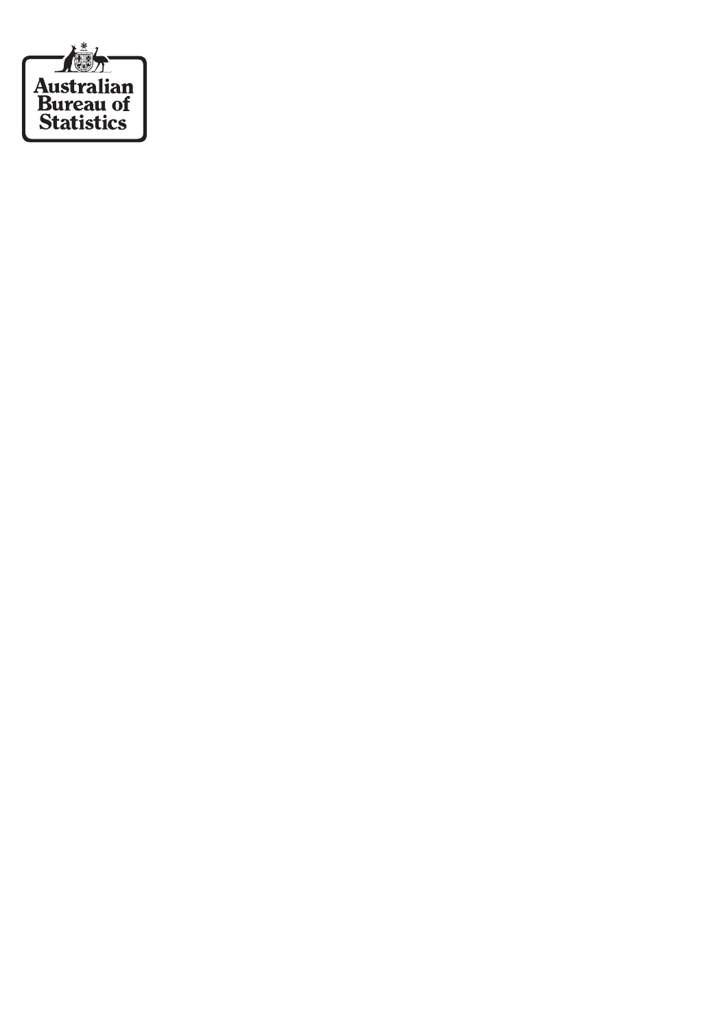Australian
Bureau of
Statistics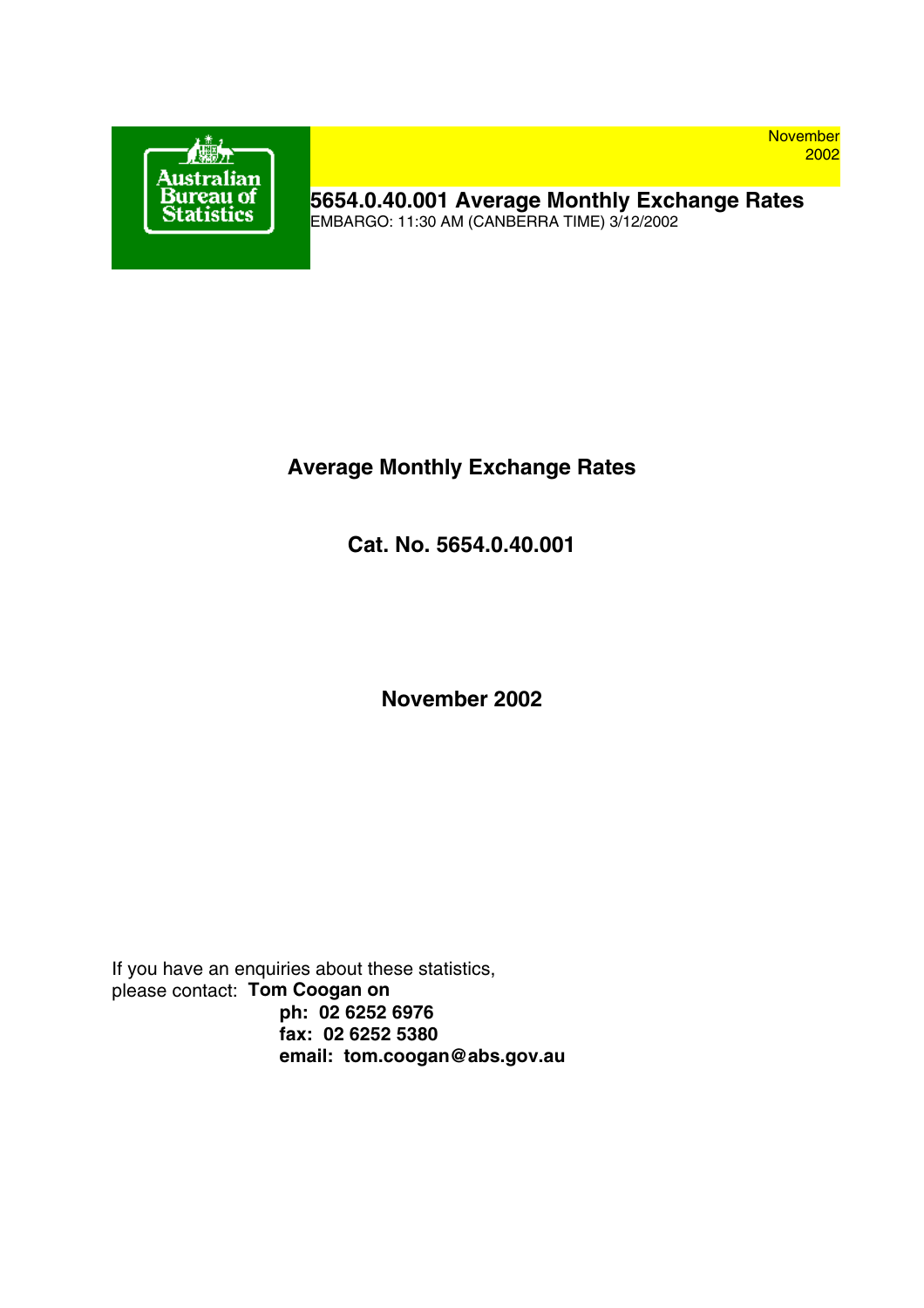Australian Bureau of Statistics

November 2002

**5654.0.40.001 Average Monthly Exchange Rates**

EMBARGO: 11:30 AM (CANBERRA TIME) 3/12/2002

# Average Monthly Exchange Rates

## Cat. No. 5654.0.40.001

## November 2002

If you have an enquiries about these statistics,
please contact: **Tom Coogan on**
**ph: 02 6252 6976**
**fax: 02 6252 5380**
**email: tom.coogan@abs.gov.au**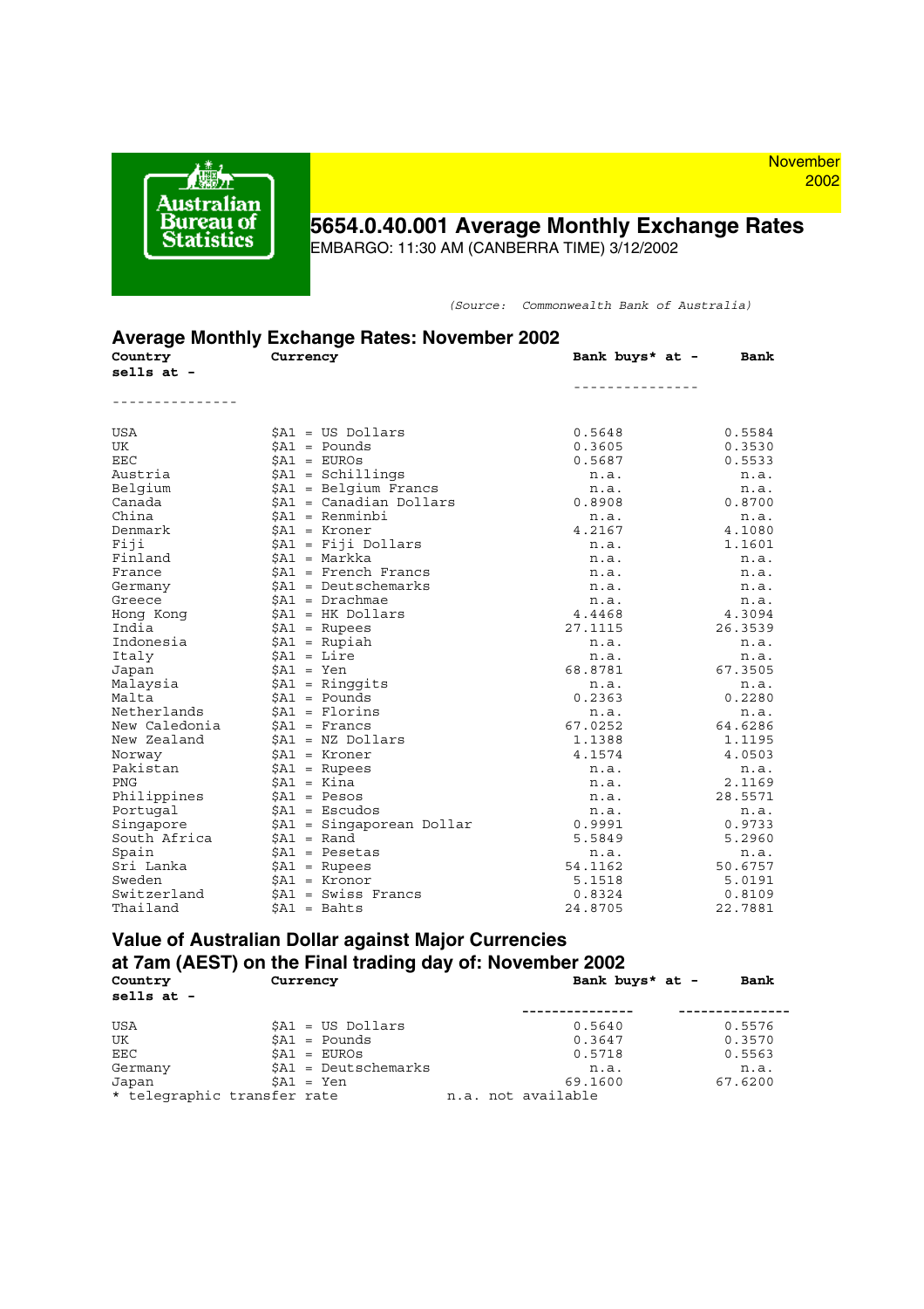November 2002

Australian Bureau of Statistics

# 5654.0.40.001 Average Monthly Exchange Rates

EMBARGO: 11:30 AM (CANBERRA TIME) 3/12/2002

*(Source: Commonwealth Bank of Australia)*

## Average Monthly Exchange Rates: November 2002

| Country | Currency | Bank buys* at - | Bank sells at - |
|---|---|---|---|
| USA | $A1 = US Dollars | 0.5648 | 0.5584 |
| UK | $A1 = Pounds | 0.3605 | 0.3530 |
| EEC | $A1 = EUROs | 0.5687 | 0.5533 |
| Austria | $A1 = Schillings | n.a. | n.a. |
| Belgium | $A1 = Belgium Francs | n.a. | n.a. |
| Canada | $A1 = Canadian Dollars | 0.8908 | 0.8700 |
| China | $A1 = Renminbi | n.a. | n.a. |
| Denmark | $A1 = Kroner | 4.2167 | 4.1080 |
| Fiji | $A1 = Fiji Dollars | n.a. | 1.1601 |
| Finland | $A1 = Markka | n.a. | n.a. |
| France | $A1 = French Francs | n.a. | n.a. |
| Germany | $A1 = Deutschemarks | n.a. | n.a. |
| Greece | $A1 = Drachmae | n.a. | n.a. |
| Hong Kong | $A1 = HK Dollars | 4.4468 | 4.3094 |
| India | $A1 = Rupees | 27.1115 | 26.3539 |
| Indonesia | $A1 = Rupiah | n.a. | n.a. |
| Italy | $A1 = Lire | n.a. | n.a. |
| Japan | $A1 = Yen | 68.8781 | 67.3505 |
| Malaysia | $A1 = Ringgits | n.a. | n.a. |
| Malta | $A1 = Pounds | 0.2363 | 0.2280 |
| Netherlands | $A1 = Florins | n.a. | n.a. |
| New Caledonia | $A1 = Francs | 67.0252 | 64.6286 |
| New Zealand | $A1 = NZ Dollars | 1.1388 | 1.1195 |
| Norway | $A1 = Kroner | 4.1574 | 4.0503 |
| Pakistan | $A1 = Rupees | n.a. | n.a. |
| PNG | $A1 = Kina | n.a. | 2.1169 |
| Philippines | $A1 = Pesos | n.a. | 28.5571 |
| Portugal | $A1 = Escudos | n.a. | n.a. |
| Singapore | $A1 = Singaporean Dollar | 0.9991 | 0.9733 |
| South Africa | $A1 = Rand | 5.5849 | 5.2960 |
| Spain | $A1 = Pesetas | n.a. | n.a. |
| Sri Lanka | $A1 = Rupees | 54.1162 | 50.6757 |
| Sweden | $A1 = Kronor | 5.1518 | 5.0191 |
| Switzerland | $A1 = Swiss Francs | 0.8324 | 0.8109 |
| Thailand | $A1 = Bahts | 24.8705 | 22.7881 |

## Value of Australian Dollar against Major Currencies at 7am (AEST) on the Final trading day of: November 2002

| Country | Currency | Bank buys* at - | Bank sells at - |
|---|---|---|---|
| USA | $A1 = US Dollars | 0.5640 | 0.5576 |
| UK | $A1 = Pounds | 0.3647 | 0.3570 |
| EEC | $A1 = EUROs | 0.5718 | 0.5563 |
| Germany | $A1 = Deutschemarks | n.a. | n.a. |
| Japan | $A1 = Yen | 69.1600 | 67.6200 |

* telegraphic transfer rate    n.a. not available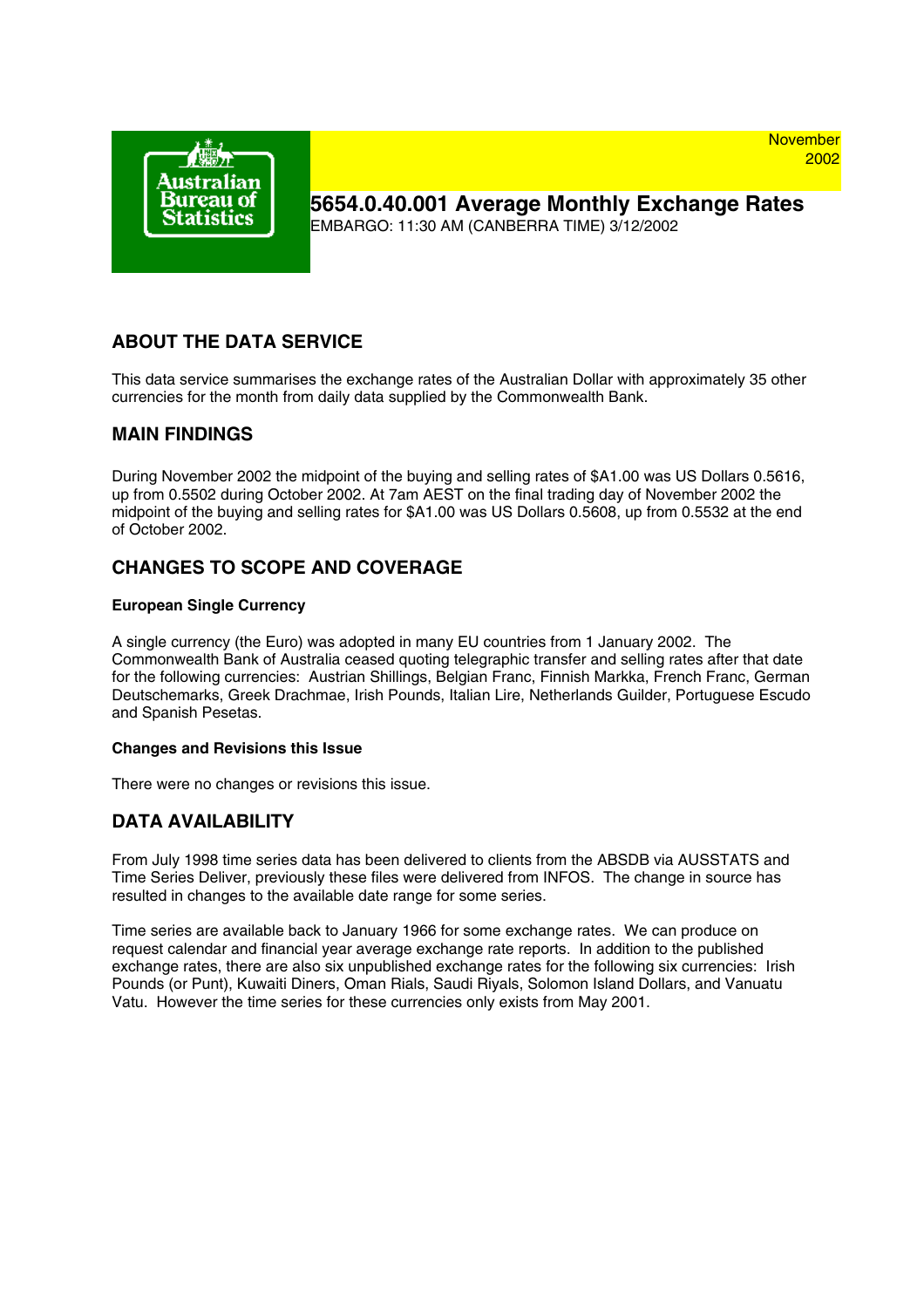Australian Bureau of Statistics

November 2002

# 5654.0.40.001 Average Monthly Exchange Rates

EMBARGO: 11:30 AM (CANBERRA TIME) 3/12/2002

## ABOUT THE DATA SERVICE

This data service summarises the exchange rates of the Australian Dollar with approximately 35 other currencies for the month from daily data supplied by the Commonwealth Bank.

## MAIN FINDINGS

During November 2002 the midpoint of the buying and selling rates of $A1.00 was US Dollars 0.5616, up from 0.5502 during October 2002. At 7am AEST on the final trading day of November 2002 the midpoint of the buying and selling rates for $A1.00 was US Dollars 0.5608, up from 0.5532 at the end of October 2002.

## CHANGES TO SCOPE AND COVERAGE

### European Single Currency

A single currency (the Euro) was adopted in many EU countries from 1 January 2002. The Commonwealth Bank of Australia ceased quoting telegraphic transfer and selling rates after that date for the following currencies: Austrian Shillings, Belgian Franc, Finnish Markka, French Franc, German Deutschemarks, Greek Drachmae, Irish Pounds, Italian Lire, Netherlands Guilder, Portuguese Escudo and Spanish Pesetas.

### Changes and Revisions this Issue

There were no changes or revisions this issue.

## DATA AVAILABILITY

From July 1998 time series data has been delivered to clients from the ABSDB via AUSSTATS and Time Series Deliver, previously these files were delivered from INFOS. The change in source has resulted in changes to the available date range for some series.

Time series are available back to January 1966 for some exchange rates. We can produce on request calendar and financial year average exchange rate reports. In addition to the published exchange rates, there are also six unpublished exchange rates for the following six currencies: Irish Pounds (or Punt), Kuwaiti Diners, Oman Rials, Saudi Riyals, Solomon Island Dollars, and Vanuatu Vatu. However the time series for these currencies only exists from May 2001.